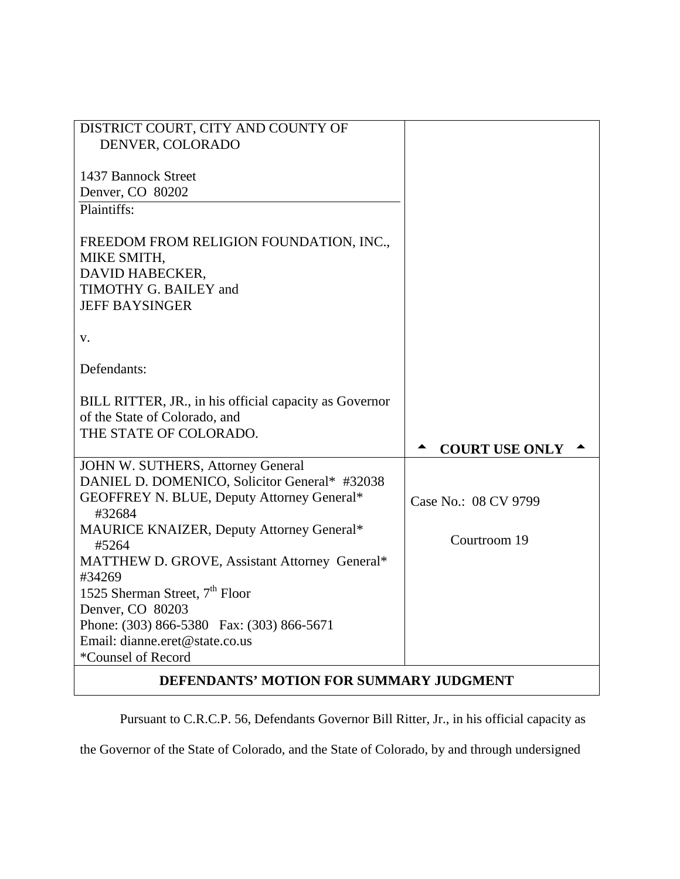| DISTRICT COURT, CITY AND COUNTY OF DENVER, COLORADO<br><br>1437 Bannock Street<br>Denver, CO 80202 | |
|---|---|
| Plaintiffs:<br><br>FREEDOM FROM RELIGION FOUNDATION, INC.,<br>MIKE SMITH,<br>DAVID HABECKER,<br>TIMOTHY G. BAILEY and<br>JEFF BAYSINGER<br><br>v.<br><br>Defendants:<br><br>BILL RITTER, JR., in his official capacity as Governor of the State of Colorado, and<br>THE STATE OF COLORADO. | ▲ **COURT USE ONLY** ▲ |
| JOHN W. SUTHERS, Attorney General<br>DANIEL D. DOMENICO, Solicitor General* #32038<br>GEOFFREY N. BLUE, Deputy Attorney General* #32684<br>MAURICE KNAIZER, Deputy Attorney General* #5264<br>MATTHEW D. GROVE, Assistant Attorney General* #34269<br>1525 Sherman Street, 7th Floor<br>Denver, CO 80203<br>Phone: (303) 866-5380 Fax: (303) 866-5671<br>Email: dianne.eret@state.co.us<br>*Counsel of Record | Case No.: 08 CV 9799<br><br>Courtroom 19 |

**DEFENDANTS' MOTION FOR SUMMARY JUDGMENT**

Pursuant to C.R.C.P. 56, Defendants Governor Bill Ritter, Jr., in his official capacity as the Governor of the State of Colorado, and the State of Colorado, by and through undersigned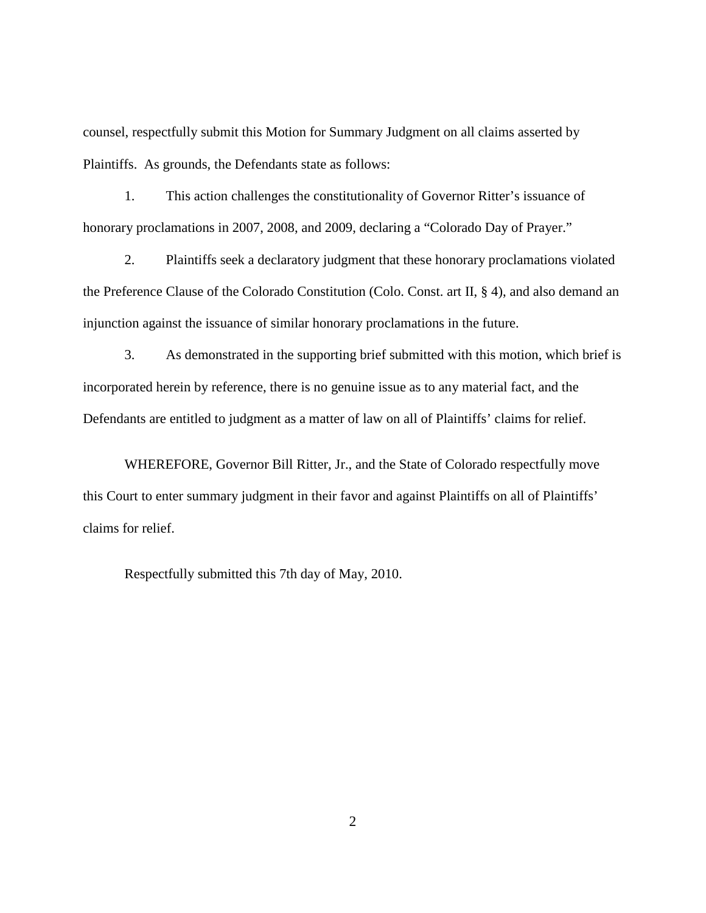counsel, respectfully submit this Motion for Summary Judgment on all claims asserted by Plaintiffs. As grounds, the Defendants state as follows:

1. This action challenges the constitutionality of Governor Ritter's issuance of honorary proclamations in 2007, 2008, and 2009, declaring a "Colorado Day of Prayer."

2. Plaintiffs seek a declaratory judgment that these honorary proclamations violated the Preference Clause of the Colorado Constitution (Colo. Const. art II, § 4), and also demand an injunction against the issuance of similar honorary proclamations in the future.

3. As demonstrated in the supporting brief submitted with this motion, which brief is incorporated herein by reference, there is no genuine issue as to any material fact, and the Defendants are entitled to judgment as a matter of law on all of Plaintiffs' claims for relief.

WHEREFORE, Governor Bill Ritter, Jr., and the State of Colorado respectfully move this Court to enter summary judgment in their favor and against Plaintiffs on all of Plaintiffs' claims for relief.

Respectfully submitted this 7th day of May, 2010.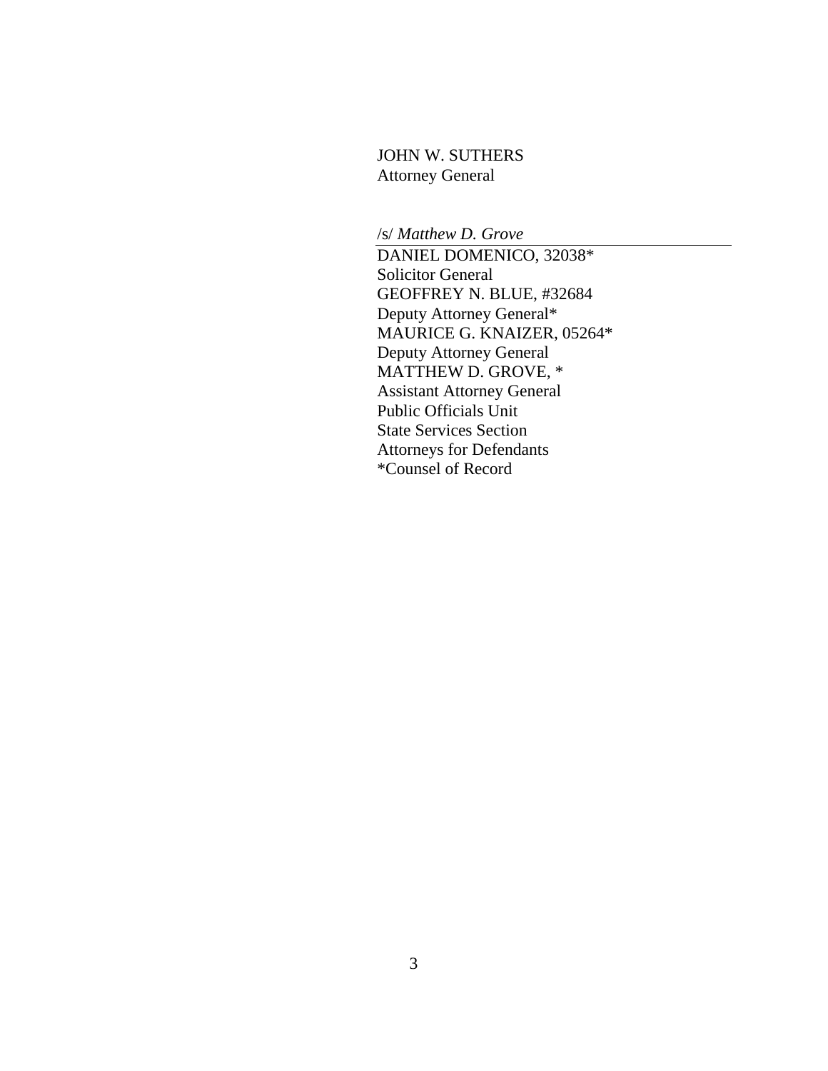JOHN W. SUTHERS
Attorney General

/s/ *Matthew D. Grove*

DANIEL DOMENICO, 32038*
Solicitor General
GEOFFREY N. BLUE, #32684
Deputy Attorney General*
MAURICE G. KNAIZER, 05264*
Deputy Attorney General
MATTHEW D. GROVE, *
Assistant Attorney General
Public Officials Unit
State Services Section
Attorneys for Defendants
*Counsel of Record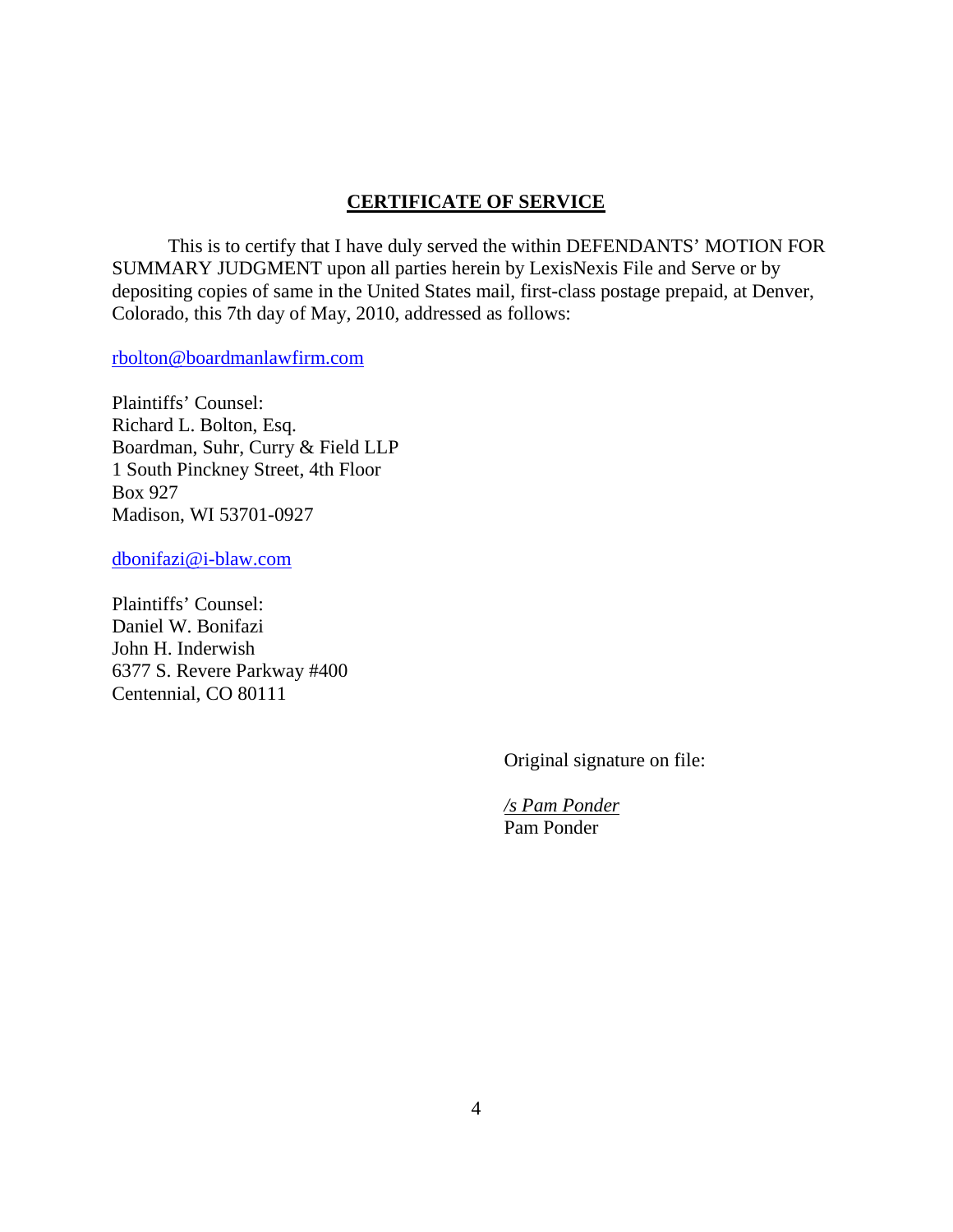**CERTIFICATE OF SERVICE**

This is to certify that I have duly served the within DEFENDANTS' MOTION FOR SUMMARY JUDGMENT upon all parties herein by LexisNexis File and Serve or by depositing copies of same in the United States mail, first-class postage prepaid, at Denver, Colorado, this 7th day of May, 2010, addressed as follows:

rbolton@boardmanlawfirm.com

Plaintiffs' Counsel:
Richard L. Bolton, Esq.
Boardman, Suhr, Curry & Field LLP
1 South Pinckney Street, 4th Floor
Box 927
Madison, WI 53701-0927

dbonifazi@i-blaw.com

Plaintiffs' Counsel:
Daniel W. Bonifazi
John H. Inderwish
6377 S. Revere Parkway #400
Centennial, CO 80111

Original signature on file:

*/s Pam Ponder*
Pam Ponder